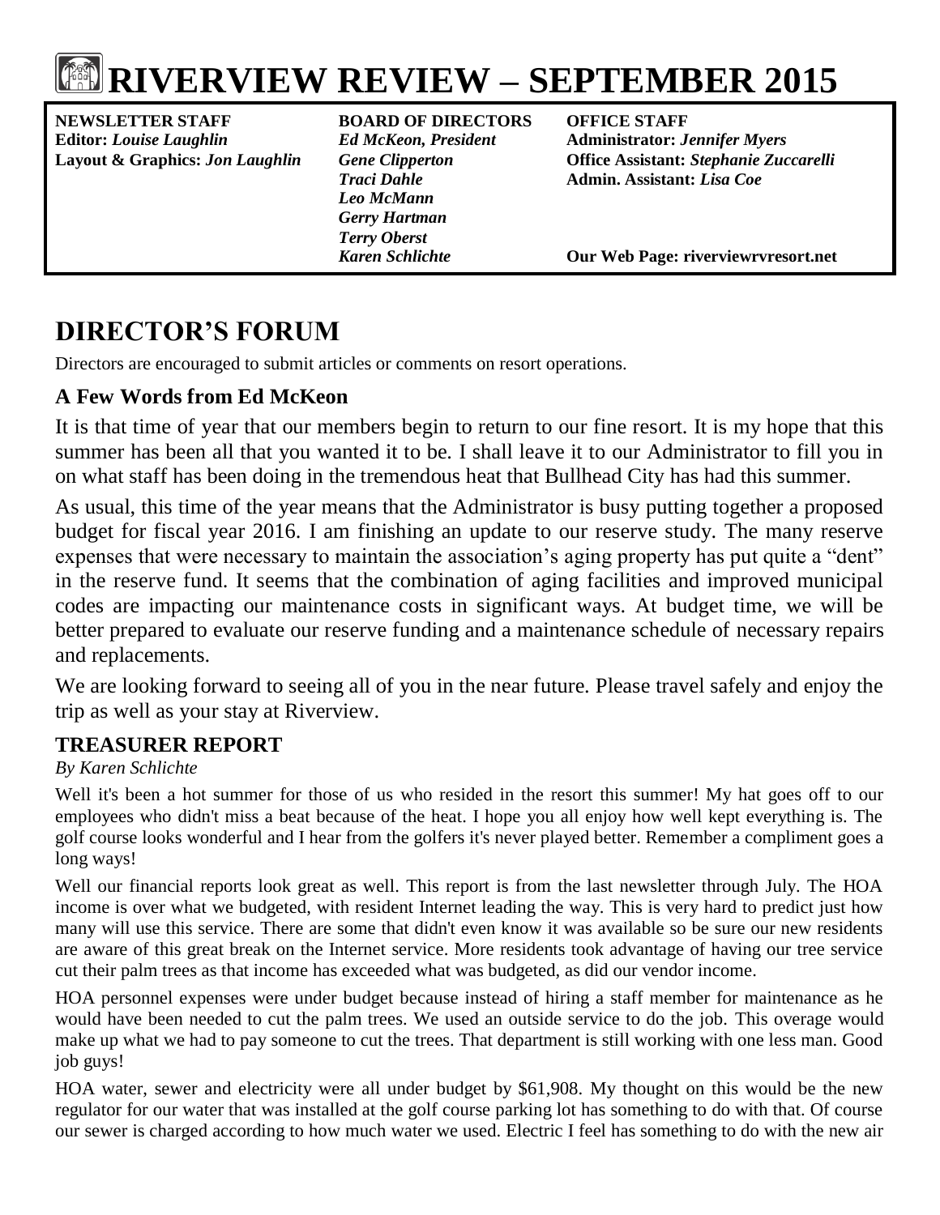# RIVERVIEW REVIEW – SEPTEMBER 2015

**NEWSLETTER STAFF**
**Editor:** ***Louise Laughlin***
**Layout & Graphics:** ***Jon Laughlin***

**BOARD OF DIRECTORS**
***Ed McKeon, President***
***Gene Clipperton***
***Traci Dahle***
***Leo McMann***
***Gerry Hartman***
***Terry Oberst***
***Karen Schlichte***

**OFFICE STAFF**
**Administrator:** ***Jennifer Myers***
**Office Assistant:** ***Stephanie Zuccarelli***
**Admin. Assistant:** ***Lisa Coe***

**Our Web Page: riverviewrvresort.net**

## DIRECTOR'S FORUM

Directors are encouraged to submit articles or comments on resort operations.

### A Few Words from Ed McKeon

It is that time of year that our members begin to return to our fine resort. It is my hope that this summer has been all that you wanted it to be. I shall leave it to our Administrator to fill you in on what staff has been doing in the tremendous heat that Bullhead City has had this summer.

As usual, this time of the year means that the Administrator is busy putting together a proposed budget for fiscal year 2016. I am finishing an update to our reserve study. The many reserve expenses that were necessary to maintain the association's aging property has put quite a "dent" in the reserve fund. It seems that the combination of aging facilities and improved municipal codes are impacting our maintenance costs in significant ways. At budget time, we will be better prepared to evaluate our reserve funding and a maintenance schedule of necessary repairs and replacements.

We are looking forward to seeing all of you in the near future. Please travel safely and enjoy the trip as well as your stay at Riverview.

### TREASURER REPORT

*By Karen Schlichte*

Well it's been a hot summer for those of us who resided in the resort this summer! My hat goes off to our employees who didn't miss a beat because of the heat. I hope you all enjoy how well kept everything is. The golf course looks wonderful and I hear from the golfers it's never played better. Remember a compliment goes a long ways!

Well our financial reports look great as well. This report is from the last newsletter through July. The HOA income is over what we budgeted, with resident Internet leading the way. This is very hard to predict just how many will use this service. There are some that didn't even know it was available so be sure our new residents are aware of this great break on the Internet service. More residents took advantage of having our tree service cut their palm trees as that income has exceeded what was budgeted, as did our vendor income.

HOA personnel expenses were under budget because instead of hiring a staff member for maintenance as he would have been needed to cut the palm trees. We used an outside service to do the job. This overage would make up what we had to pay someone to cut the trees. That department is still working with one less man. Good job guys!

HOA water, sewer and electricity were all under budget by $61,908. My thought on this would be the new regulator for our water that was installed at the golf course parking lot has something to do with that. Of course our sewer is charged according to how much water we used. Electric I feel has something to do with the new air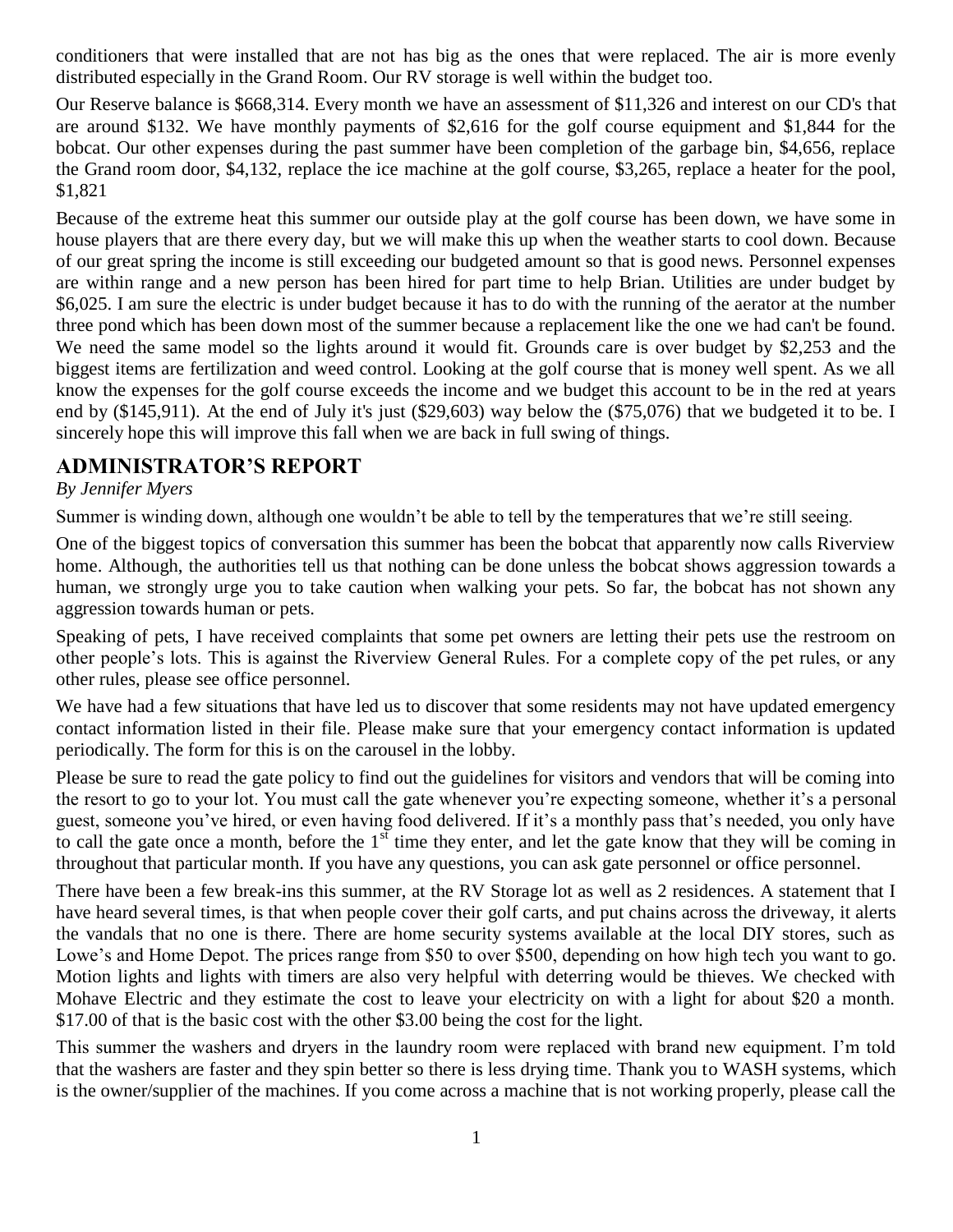conditioners that were installed that are not has big as the ones that were replaced. The air is more evenly distributed especially in the Grand Room. Our RV storage is well within the budget too.

Our Reserve balance is $668,314. Every month we have an assessment of $11,326 and interest on our CD's that are around $132. We have monthly payments of $2,616 for the golf course equipment and $1,844 for the bobcat. Our other expenses during the past summer have been completion of the garbage bin, $4,656, replace the Grand room door, $4,132, replace the ice machine at the golf course, $3,265, replace a heater for the pool, $1,821

Because of the extreme heat this summer our outside play at the golf course has been down, we have some in house players that are there every day, but we will make this up when the weather starts to cool down. Because of our great spring the income is still exceeding our budgeted amount so that is good news. Personnel expenses are within range and a new person has been hired for part time to help Brian. Utilities are under budget by $6,025. I am sure the electric is under budget because it has to do with the running of the aerator at the number three pond which has been down most of the summer because a replacement like the one we had can't be found. We need the same model so the lights around it would fit. Grounds care is over budget by $2,253 and the biggest items are fertilization and weed control. Looking at the golf course that is money well spent. As we all know the expenses for the golf course exceeds the income and we budget this account to be in the red at years end by ($145,911). At the end of July it's just ($29,603) way below the ($75,076) that we budgeted it to be. I sincerely hope this will improve this fall when we are back in full swing of things.

## ADMINISTRATOR'S REPORT

*By Jennifer Myers*

Summer is winding down, although one wouldn't be able to tell by the temperatures that we're still seeing.

One of the biggest topics of conversation this summer has been the bobcat that apparently now calls Riverview home. Although, the authorities tell us that nothing can be done unless the bobcat shows aggression towards a human, we strongly urge you to take caution when walking your pets. So far, the bobcat has not shown any aggression towards human or pets.

Speaking of pets, I have received complaints that some pet owners are letting their pets use the restroom on other people's lots. This is against the Riverview General Rules. For a complete copy of the pet rules, or any other rules, please see office personnel.

We have had a few situations that have led us to discover that some residents may not have updated emergency contact information listed in their file. Please make sure that your emergency contact information is updated periodically. The form for this is on the carousel in the lobby.

Please be sure to read the gate policy to find out the guidelines for visitors and vendors that will be coming into the resort to go to your lot. You must call the gate whenever you're expecting someone, whether it's a personal guest, someone you've hired, or even having food delivered. If it's a monthly pass that's needed, you only have to call the gate once a month, before the 1st time they enter, and let the gate know that they will be coming in throughout that particular month. If you have any questions, you can ask gate personnel or office personnel.

There have been a few break-ins this summer, at the RV Storage lot as well as 2 residences. A statement that I have heard several times, is that when people cover their golf carts, and put chains across the driveway, it alerts the vandals that no one is there. There are home security systems available at the local DIY stores, such as Lowe's and Home Depot. The prices range from $50 to over $500, depending on how high tech you want to go. Motion lights and lights with timers are also very helpful with deterring would be thieves. We checked with Mohave Electric and they estimate the cost to leave your electricity on with a light for about $20 a month. $17.00 of that is the basic cost with the other $3.00 being the cost for the light.

This summer the washers and dryers in the laundry room were replaced with brand new equipment. I'm told that the washers are faster and they spin better so there is less drying time. Thank you to WASH systems, which is the owner/supplier of the machines. If you come across a machine that is not working properly, please call the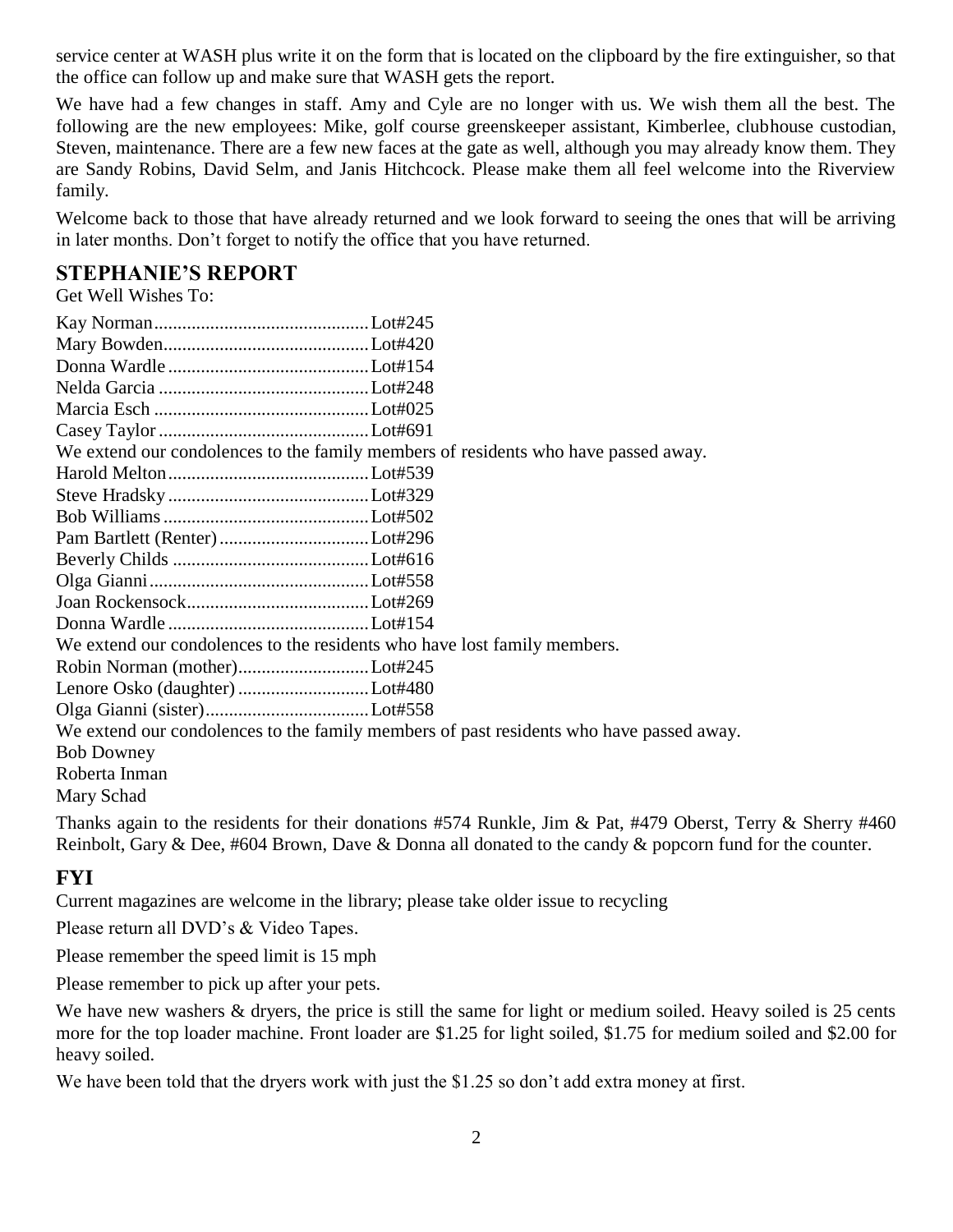service center at WASH plus write it on the form that is located on the clipboard by the fire extinguisher, so that the office can follow up and make sure that WASH gets the report.

We have had a few changes in staff. Amy and Cyle are no longer with us. We wish them all the best. The following are the new employees: Mike, golf course greenskeeper assistant, Kimberlee, clubhouse custodian, Steven, maintenance. There are a few new faces at the gate as well, although you may already know them. They are Sandy Robins, David Selm, and Janis Hitchcock. Please make them all feel welcome into the Riverview family.

Welcome back to those that have already returned and we look forward to seeing the ones that will be arriving in later months. Don't forget to notify the office that you have returned.

## STEPHANIE'S REPORT

Get Well Wishes To:

Kay Norman.............................................Lot#245
Mary Bowden...........................................Lot#420
Donna Wardle..........................................Lot#154
Nelda Garcia ............................................Lot#248
Marcia Esch .............................................Lot#025
Casey Taylor ............................................Lot#691

We extend our condolences to the family members of residents who have passed away.

Harold Melton..........................................Lot#539
Steve Hradsky ..........................................Lot#329
Bob Williams ...........................................Lot#502
Pam Bartlett (Renter)...............................Lot#296
Beverly Childs .........................................Lot#616
Olga Gianni..............................................Lot#558
Joan Rockensock......................................Lot#269
Donna Wardle ..........................................Lot#154

We extend our condolences to the residents who have lost family members.

Robin Norman (mother)...........................Lot#245
Lenore Osko (daughter) ...........................Lot#480
Olga Gianni (sister)..................................Lot#558

We extend our condolences to the family members of past residents who have passed away.

Bob Downey
Roberta Inman
Mary Schad

Thanks again to the residents for their donations #574 Runkle, Jim & Pat, #479 Oberst, Terry & Sherry #460 Reinbolt, Gary & Dee, #604 Brown, Dave & Donna all donated to the candy & popcorn fund for the counter.

## FYI

Current magazines are welcome in the library; please take older issue to recycling

Please return all DVD's & Video Tapes.

Please remember the speed limit is 15 mph

Please remember to pick up after your pets.

We have new washers & dryers, the price is still the same for light or medium soiled. Heavy soiled is 25 cents more for the top loader machine. Front loader are $1.25 for light soiled, $1.75 for medium soiled and $2.00 for heavy soiled.

We have been told that the dryers work with just the $1.25 so don't add extra money at first.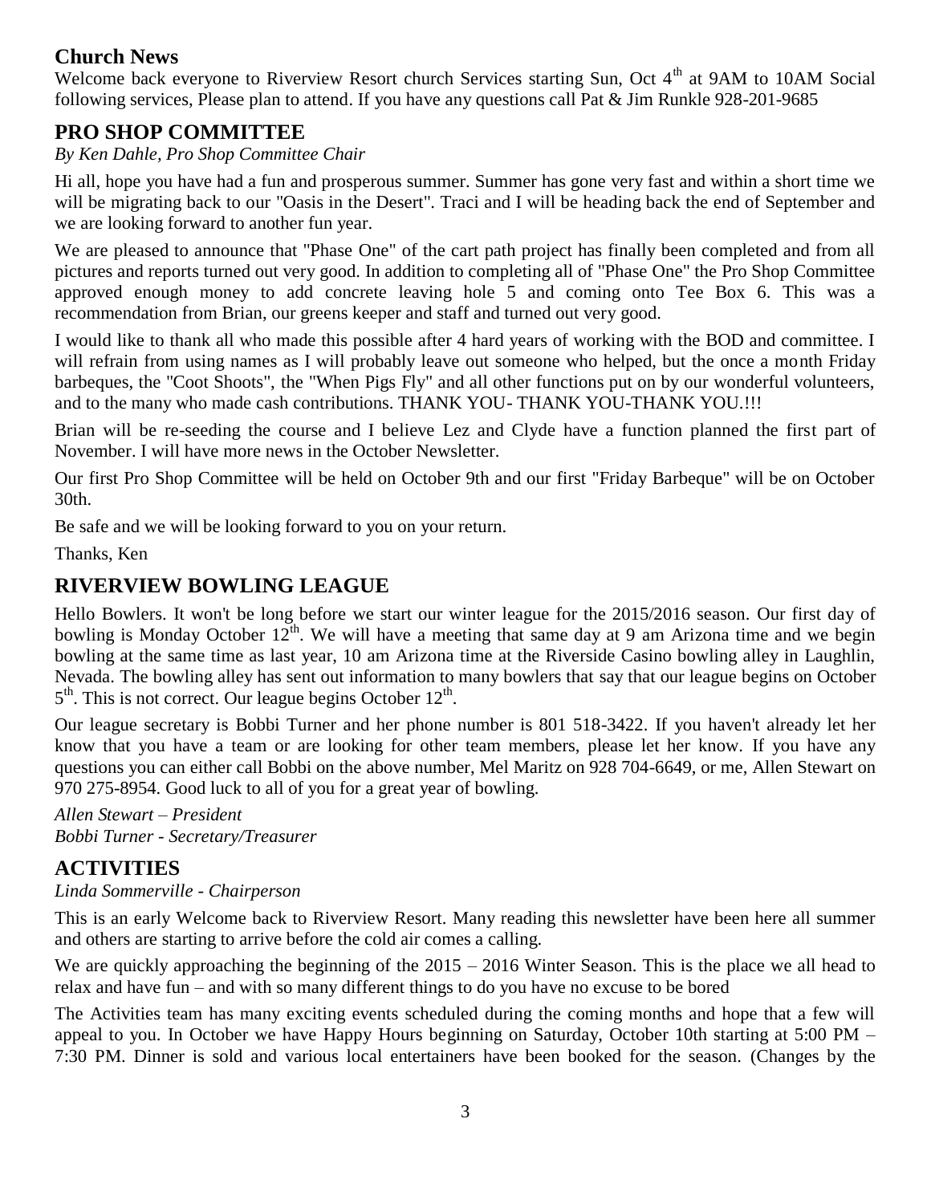## Church News

Welcome back everyone to Riverview Resort church Services starting Sun, Oct 4th at 9AM to 10AM Social following services, Please plan to attend. If you have any questions call Pat & Jim Runkle 928-201-9685

## PRO SHOP COMMITTEE

*By Ken Dahle, Pro Shop Committee Chair*

Hi all, hope you have had a fun and prosperous summer. Summer has gone very fast and within a short time we will be migrating back to our "Oasis in the Desert". Traci and I will be heading back the end of September and we are looking forward to another fun year.

We are pleased to announce that "Phase One" of the cart path project has finally been completed and from all pictures and reports turned out very good. In addition to completing all of "Phase One" the Pro Shop Committee approved enough money to add concrete leaving hole 5 and coming onto Tee Box 6. This was a recommendation from Brian, our greens keeper and staff and turned out very good.

I would like to thank all who made this possible after 4 hard years of working with the BOD and committee. I will refrain from using names as I will probably leave out someone who helped, but the once a month Friday barbeques, the "Coot Shoots", the "When Pigs Fly" and all other functions put on by our wonderful volunteers, and to the many who made cash contributions. THANK YOU- THANK YOU-THANK YOU.!!!

Brian will be re-seeding the course and I believe Lez and Clyde have a function planned the first part of November. I will have more news in the October Newsletter.

Our first Pro Shop Committee will be held on October 9th and our first "Friday Barbeque" will be on October 30th.

Be safe and we will be looking forward to you on your return.

Thanks, Ken

## RIVERVIEW BOWLING LEAGUE

Hello Bowlers. It won't be long before we start our winter league for the 2015/2016 season. Our first day of bowling is Monday October 12th. We will have a meeting that same day at 9 am Arizona time and we begin bowling at the same time as last year, 10 am Arizona time at the Riverside Casino bowling alley in Laughlin, Nevada. The bowling alley has sent out information to many bowlers that say that our league begins on October 5th. This is not correct. Our league begins October 12th.

Our league secretary is Bobbi Turner and her phone number is 801 518-3422. If you haven't already let her know that you have a team or are looking for other team members, please let her know. If you have any questions you can either call Bobbi on the above number, Mel Maritz on 928 704-6649, or me, Allen Stewart on 970 275-8954. Good luck to all of you for a great year of bowling.

*Allen Stewart – President*
*Bobbi Turner - Secretary/Treasurer*

## ACTIVITIES

*Linda Sommerville - Chairperson*

This is an early Welcome back to Riverview Resort. Many reading this newsletter have been here all summer and others are starting to arrive before the cold air comes a calling.

We are quickly approaching the beginning of the 2015 – 2016 Winter Season. This is the place we all head to relax and have fun – and with so many different things to do you have no excuse to be bored

The Activities team has many exciting events scheduled during the coming months and hope that a few will appeal to you. In October we have Happy Hours beginning on Saturday, October 10th starting at 5:00 PM – 7:30 PM. Dinner is sold and various local entertainers have been booked for the season. (Changes by the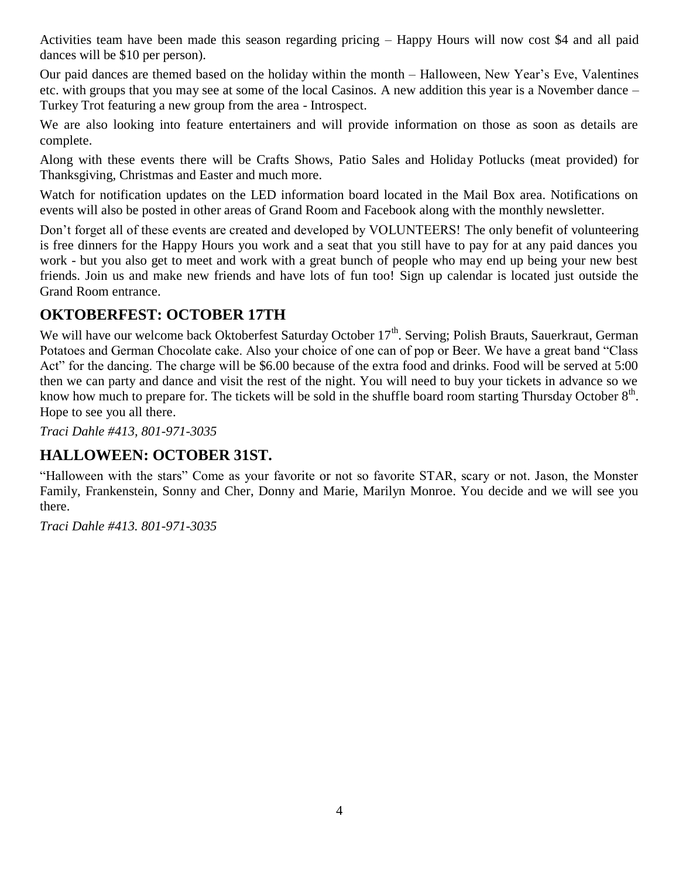Activities team have been made this season regarding pricing – Happy Hours will now cost $4 and all paid dances will be $10 per person).

Our paid dances are themed based on the holiday within the month – Halloween, New Year's Eve, Valentines etc. with groups that you may see at some of the local Casinos. A new addition this year is a November dance – Turkey Trot featuring a new group from the area - Introspect.

We are also looking into feature entertainers and will provide information on those as soon as details are complete.

Along with these events there will be Crafts Shows, Patio Sales and Holiday Potlucks (meat provided) for Thanksgiving, Christmas and Easter and much more.

Watch for notification updates on the LED information board located in the Mail Box area. Notifications on events will also be posted in other areas of Grand Room and Facebook along with the monthly newsletter.

Don't forget all of these events are created and developed by VOLUNTEERS! The only benefit of volunteering is free dinners for the Happy Hours you work and a seat that you still have to pay for at any paid dances you work - but you also get to meet and work with a great bunch of people who may end up being your new best friends. Join us and make new friends and have lots of fun too! Sign up calendar is located just outside the Grand Room entrance.

## OKTOBERFEST: OCTOBER 17TH

We will have our welcome back Oktoberfest Saturday October 17th. Serving; Polish Brauts, Sauerkraut, German Potatoes and German Chocolate cake. Also your choice of one can of pop or Beer. We have a great band "Class Act" for the dancing. The charge will be $6.00 because of the extra food and drinks. Food will be served at 5:00 then we can party and dance and visit the rest of the night. You will need to buy your tickets in advance so we know how much to prepare for. The tickets will be sold in the shuffle board room starting Thursday October 8th. Hope to see you all there.

*Traci Dahle #413, 801-971-3035*

## HALLOWEEN: OCTOBER 31ST.

"Halloween with the stars" Come as your favorite or not so favorite STAR, scary or not. Jason, the Monster Family, Frankenstein, Sonny and Cher, Donny and Marie, Marilyn Monroe. You decide and we will see you there.

*Traci Dahle #413. 801-971-3035*